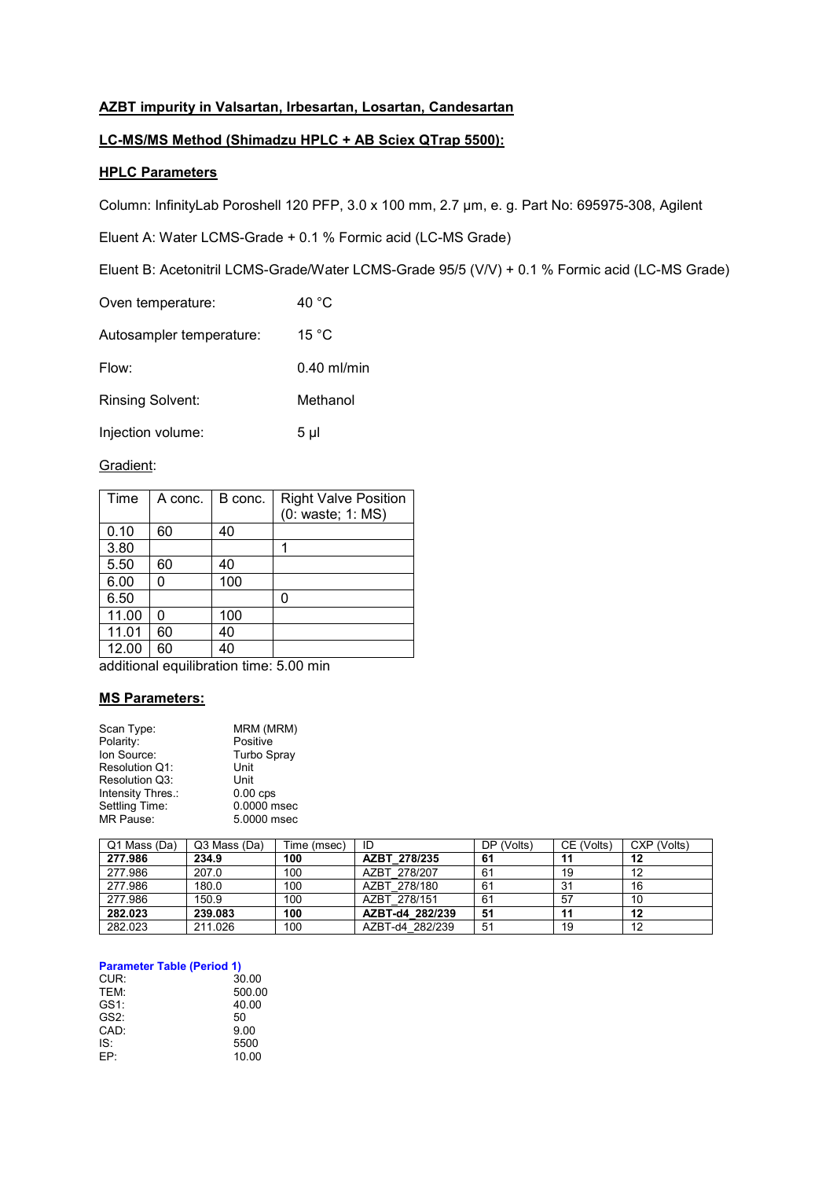**AZBT impurity in Valsartan, Irbesartan, Losartan, Candesartan**

**LC-MS/MS Method (Shimadzu HPLC + AB Sciex QTrap 5500):**

**HPLC Parameters**

Column: InfinityLab Poroshell 120 PFP, 3.0 x 100 mm, 2.7 µm, e. g. Part No: 695975-308, Agilent

Eluent A: Water LCMS-Grade + 0.1 % Formic acid (LC-MS Grade)

Eluent B: Acetonitril LCMS-Grade/Water LCMS-Grade 95/5 (V/V) + 0.1 % Formic acid (LC-MS Grade)

Oven temperature: 40 °C

Autosampler temperature: 15 °C

Flow: 0.40 ml/min

Rinsing Solvent: Methanol

Injection volume: 5 µl

Gradient:

| Time | A conc. | B conc. | Right Valve Position (0: waste; 1: MS) |
|---|---|---|---|
| 0.10 | 60 | 40 | |
| 3.80 | | | 1 |
| 5.50 | 60 | 40 | |
| 6.00 | 0 | 100 | |
| 6.50 | | | 0 |
| 11.00 | 0 | 100 | |
| 11.01 | 60 | 40 | |
| 12.00 | 60 | 40 | |

additional equilibration time: 5.00 min

**MS Parameters:**

| | |
|---|---|
| Scan Type: | MRM (MRM) |
| Polarity: | Positive |
| Ion Source: | Turbo Spray |
| Resolution Q1: | Unit |
| Resolution Q3: | Unit |
| Intensity Thres.: | 0.00 cps |
| Settling Time: | 0.0000 msec |
| MR Pause: | 5.0000 msec |

| Q1 Mass (Da) | Q3 Mass (Da) | Time (msec) | ID | DP (Volts) | CE (Volts) | CXP (Volts) |
|---|---|---|---|---|---|---|
| **277.986** | **234.9** | **100** | **AZBT_278/235** | **61** | **11** | **12** |
| 277.986 | 207.0 | 100 | AZBT_278/207 | 61 | 19 | 12 |
| 277.986 | 180.0 | 100 | AZBT_278/180 | 61 | 31 | 16 |
| 277.986 | 150.9 | 100 | AZBT_278/151 | 61 | 57 | 10 |
| **282.023** | **239.083** | **100** | **AZBT-d4_282/239** | **51** | **11** | **12** |
| 282.023 | 211.026 | 100 | AZBT-d4_282/239 | 51 | 19 | 12 |

**Parameter Table (Period 1)**

| | |
|---|---|
| CUR: | 30.00 |
| TEM: | 500.00 |
| GS1: | 40.00 |
| GS2: | 50 |
| CAD: | 9.00 |
| IS: | 5500 |
| EP: | 10.00 |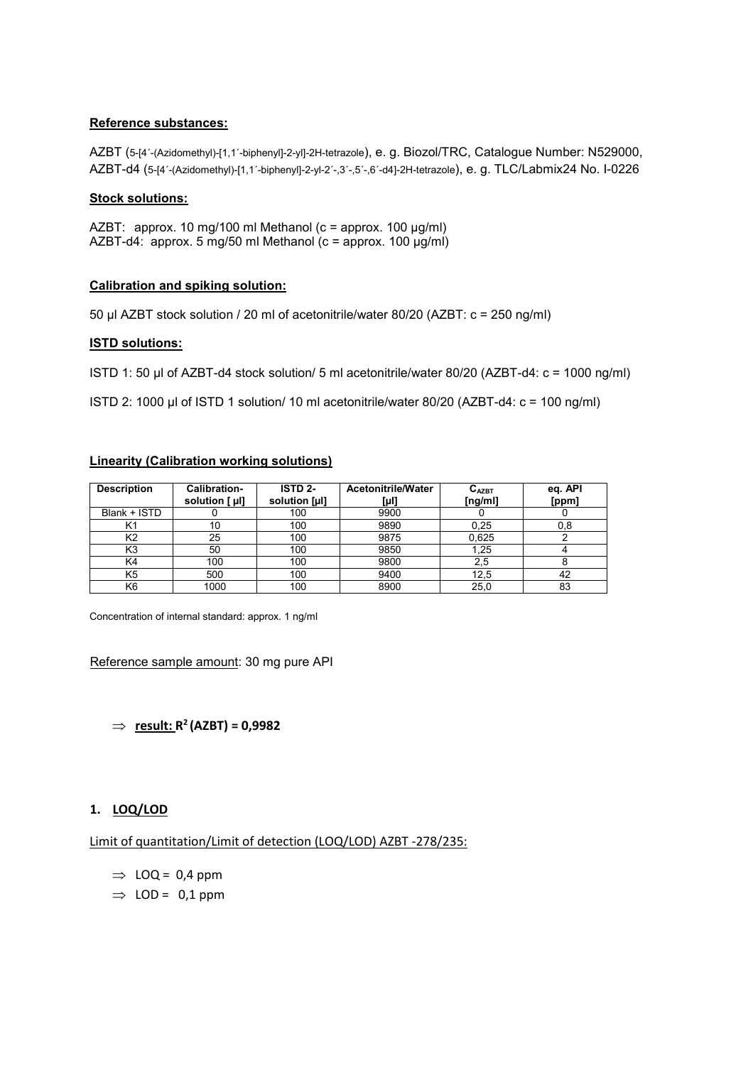**Reference substances:**

AZBT (5-[4´-(Azidomethyl)-[1,1´-biphenyl]-2-yl]-2H-tetrazole), e. g. Biozol/TRC, Catalogue Number: N529000, AZBT-d4 (5-[4´-(Azidomethyl)-[1,1´-biphenyl]-2-yl-2´-,3´-,5´-,6´-d4]-2H-tetrazole), e. g. TLC/Labmix24 No. I-0226

**Stock solutions:**

AZBT: approx. 10 mg/100 ml Methanol (c = approx. 100 µg/ml)
AZBT-d4: approx. 5 mg/50 ml Methanol (c = approx. 100 µg/ml)

**Calibration and spiking solution:**

50 µl AZBT stock solution / 20 ml of acetonitrile/water 80/20 (AZBT: c = 250 ng/ml)

**ISTD solutions:**

ISTD 1: 50 µl of AZBT-d4 stock solution/ 5 ml acetonitrile/water 80/20 (AZBT-d4: c = 1000 ng/ml)

ISTD 2: 1000 µl of ISTD 1 solution/ 10 ml acetonitrile/water 80/20 (AZBT-d4: c = 100 ng/ml)

**Linearity (Calibration working solutions)**

| Description | Calibration-solution [ µl] | ISTD 2-solution [µl] | Acetonitrile/Water [µl] | $C_{AZBT}$ [ng/ml] | eq. API [ppm] |
|---|---|---|---|---|---|
| Blank + ISTD | 0 | 100 | 9900 | 0 | 0 |
| K1 | 10 | 100 | 9890 | 0,25 | 0,8 |
| K2 | 25 | 100 | 9875 | 0,625 | 2 |
| K3 | 50 | 100 | 9850 | 1,25 | 4 |
| K4 | 100 | 100 | 9800 | 2,5 | 8 |
| K5 | 500 | 100 | 9400 | 12,5 | 42 |
| K6 | 1000 | 100 | 8900 | 25,0 | 83 |

Concentration of internal standard: approx. 1 ng/ml

Reference sample amount: 30 mg pure API

$\Rightarrow$ **result: $R^2$ (AZBT) = 0,9982**

## 1. LOQ/LOD

Limit of quantitation/Limit of detection (LOQ/LOD) AZBT -278/235:

- $\Rightarrow$ LOQ = 0,4 ppm
- $\Rightarrow$ LOD = 0,1 ppm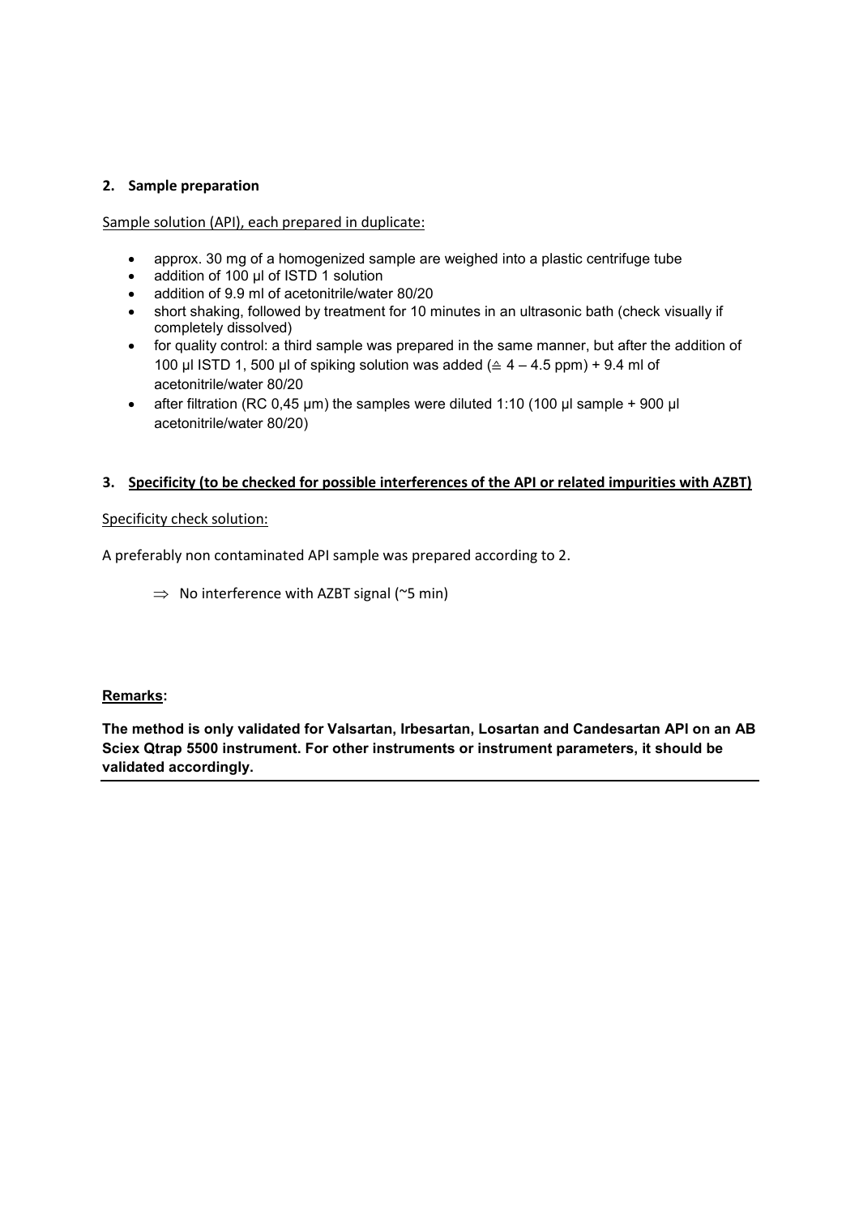## 2. Sample preparation

Sample solution (API), each prepared in duplicate:

- approx. 30 mg of a homogenized sample are weighed into a plastic centrifuge tube
- addition of 100 µl of ISTD 1 solution
- addition of 9.9 ml of acetonitrile/water 80/20
- short shaking, followed by treatment for 10 minutes in an ultrasonic bath (check visually if completely dissolved)
- for quality control: a third sample was prepared in the same manner, but after the addition of 100 µl ISTD 1, 500 µl of spiking solution was added (≙ 4 – 4.5 ppm) + 9.4 ml of acetonitrile/water 80/20
- after filtration (RC 0,45 µm) the samples were diluted 1:10 (100 µl sample + 900 µl acetonitrile/water 80/20)

## 3. Specificity (to be checked for possible interferences of the API or related impurities with AZBT)

Specificity check solution:

A preferably non contaminated API sample was prepared according to 2.

$\Rightarrow$ No interference with AZBT signal (~5 min)

**Remarks:**

**The method is only validated for Valsartan, Irbesartan, Losartan and Candesartan API on an AB Sciex Qtrap 5500 instrument. For other instruments or instrument parameters, it should be validated accordingly.**